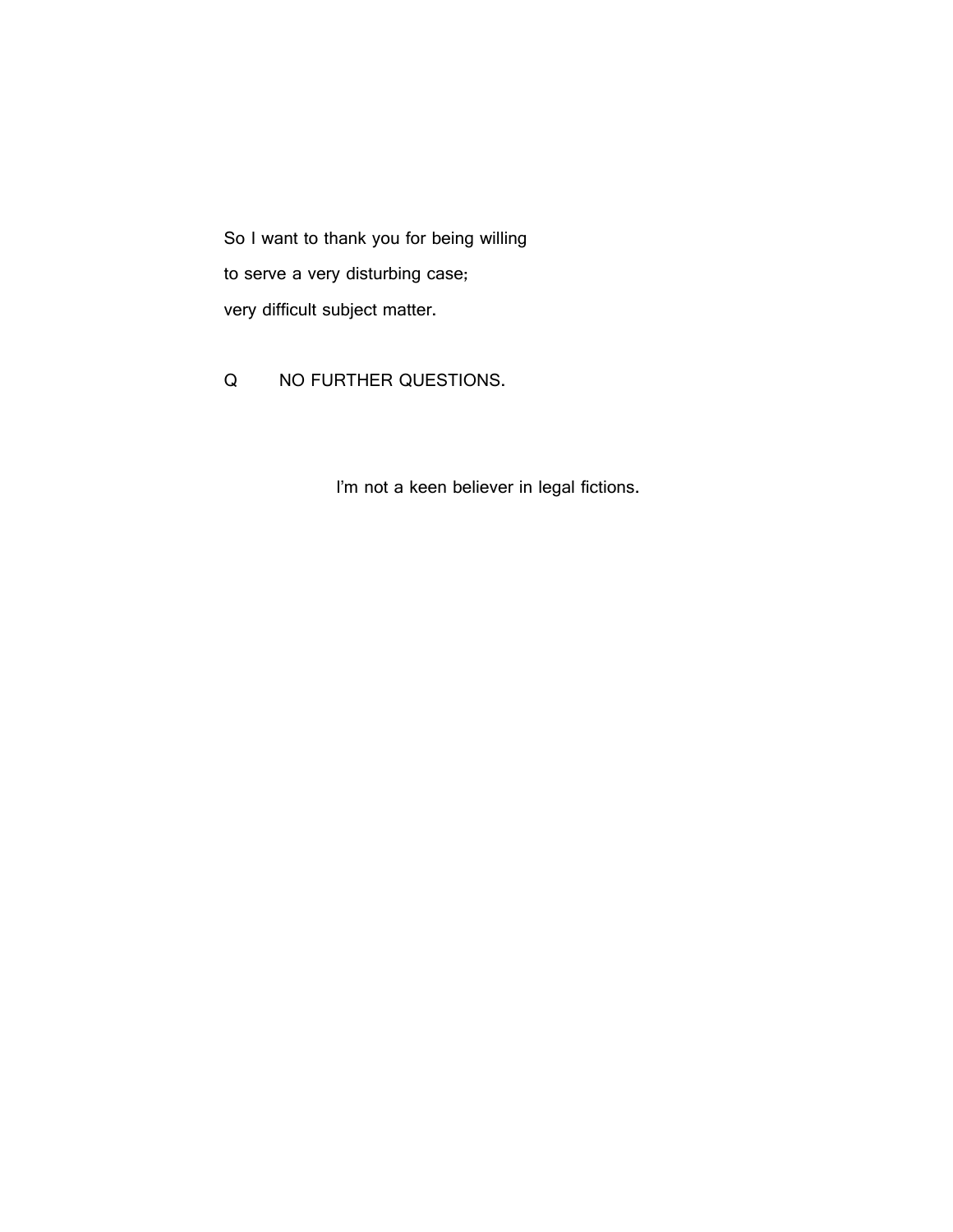So I want to thank you for being willing

to serve a very disturbing case;

very difficult subject matter.

Q NO FURTHER QUESTIONS.

I'm not a keen believer in legal fictions.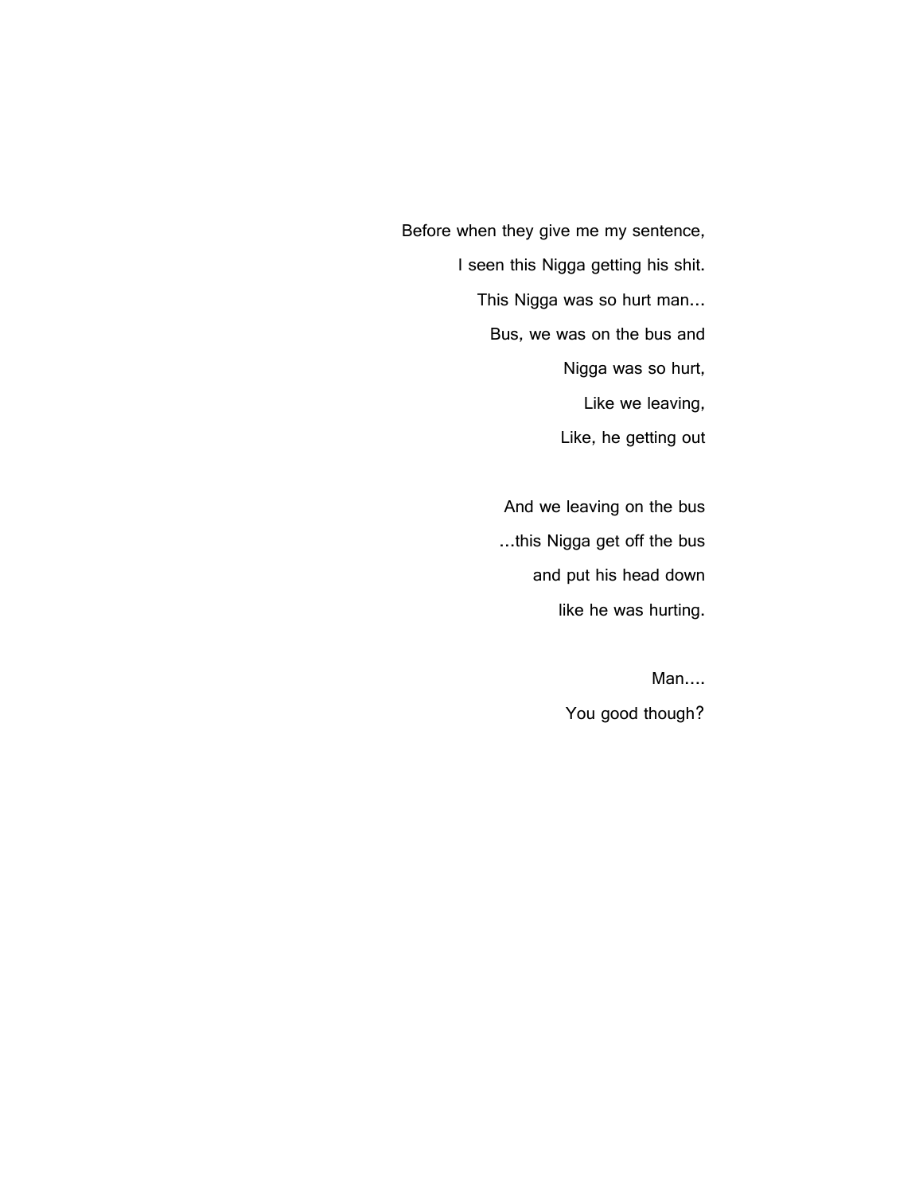Before when they give me my sentence,  
I seen this Nigga getting his shit.  
This Nigga was so hurt man…  
Bus, we was on the bus and  
Nigga was so hurt,  
Like we leaving,  
Like, he getting out

And we leaving on the bus  
…this Nigga get off the bus  
and put his head down  
like he was hurting.

Man….  
You good though?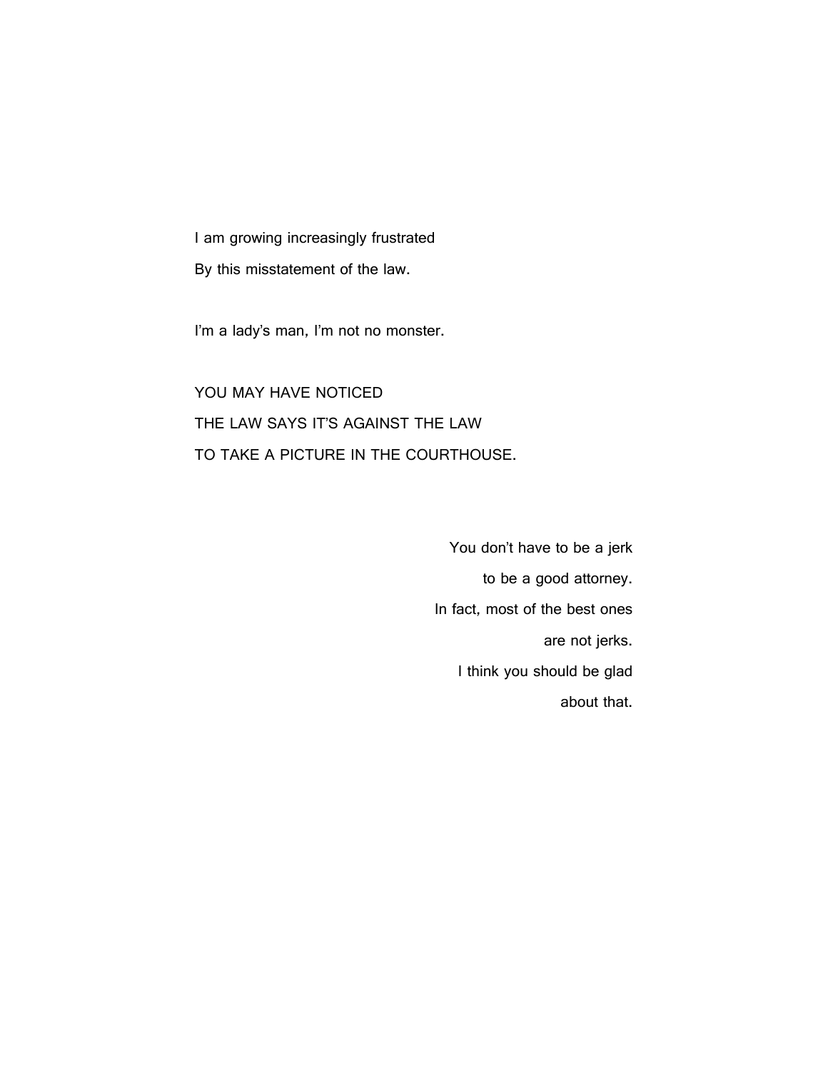I am growing increasingly frustrated
By this misstatement of the law.

I'm a lady's man, I'm not no monster.

YOU MAY HAVE NOTICED
THE LAW SAYS IT'S AGAINST THE LAW
TO TAKE A PICTURE IN THE COURTHOUSE.

You don't have to be a jerk
to be a good attorney.
In fact, most of the best ones
are not jerks.
I think you should be glad
about that.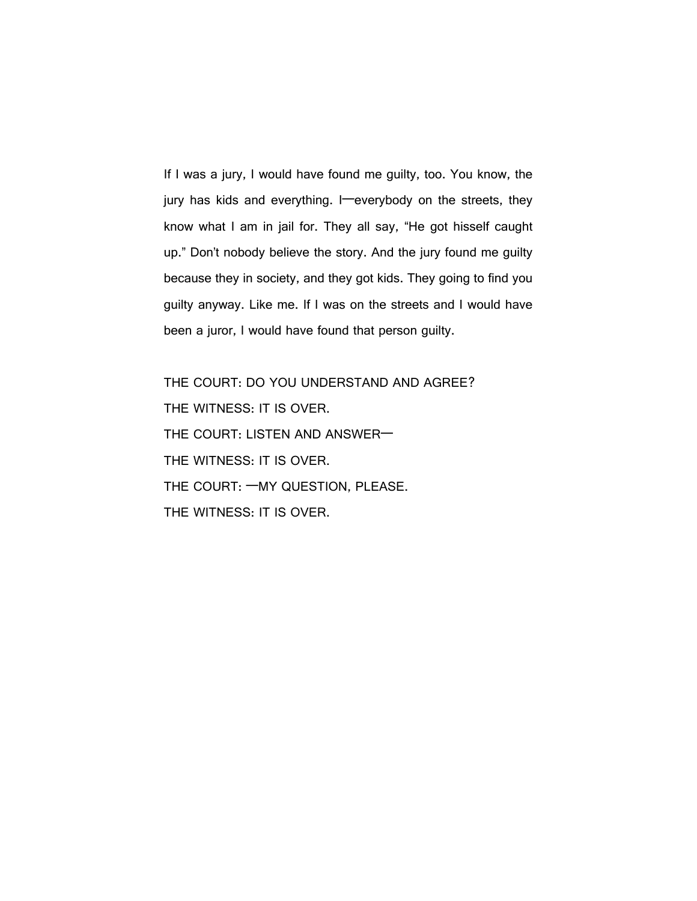If I was a jury, I would have found me guilty, too. You know, the jury has kids and everything. I—everybody on the streets, they know what I am in jail for. They all say, "He got hisself caught up." Don't nobody believe the story. And the jury found me guilty because they in society, and they got kids. They going to find you guilty anyway. Like me. If I was on the streets and I would have been a juror, I would have found that person guilty.

THE COURT: DO YOU UNDERSTAND AND AGREE?

THE WITNESS: IT IS OVER.

THE COURT: LISTEN AND ANSWER—

THE WITNESS: IT IS OVER.

THE COURT: —MY QUESTION, PLEASE.

THE WITNESS: IT IS OVER.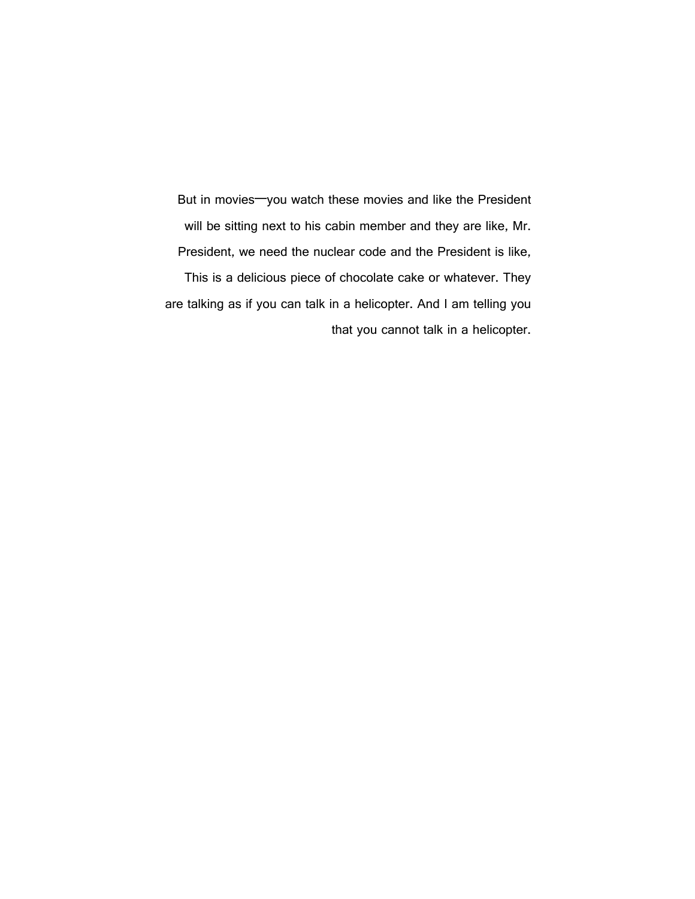But in movies—you watch these movies and like the President will be sitting next to his cabin member and they are like, Mr. President, we need the nuclear code and the President is like, This is a delicious piece of chocolate cake or whatever. They are talking as if you can talk in a helicopter. And I am telling you that you cannot talk in a helicopter.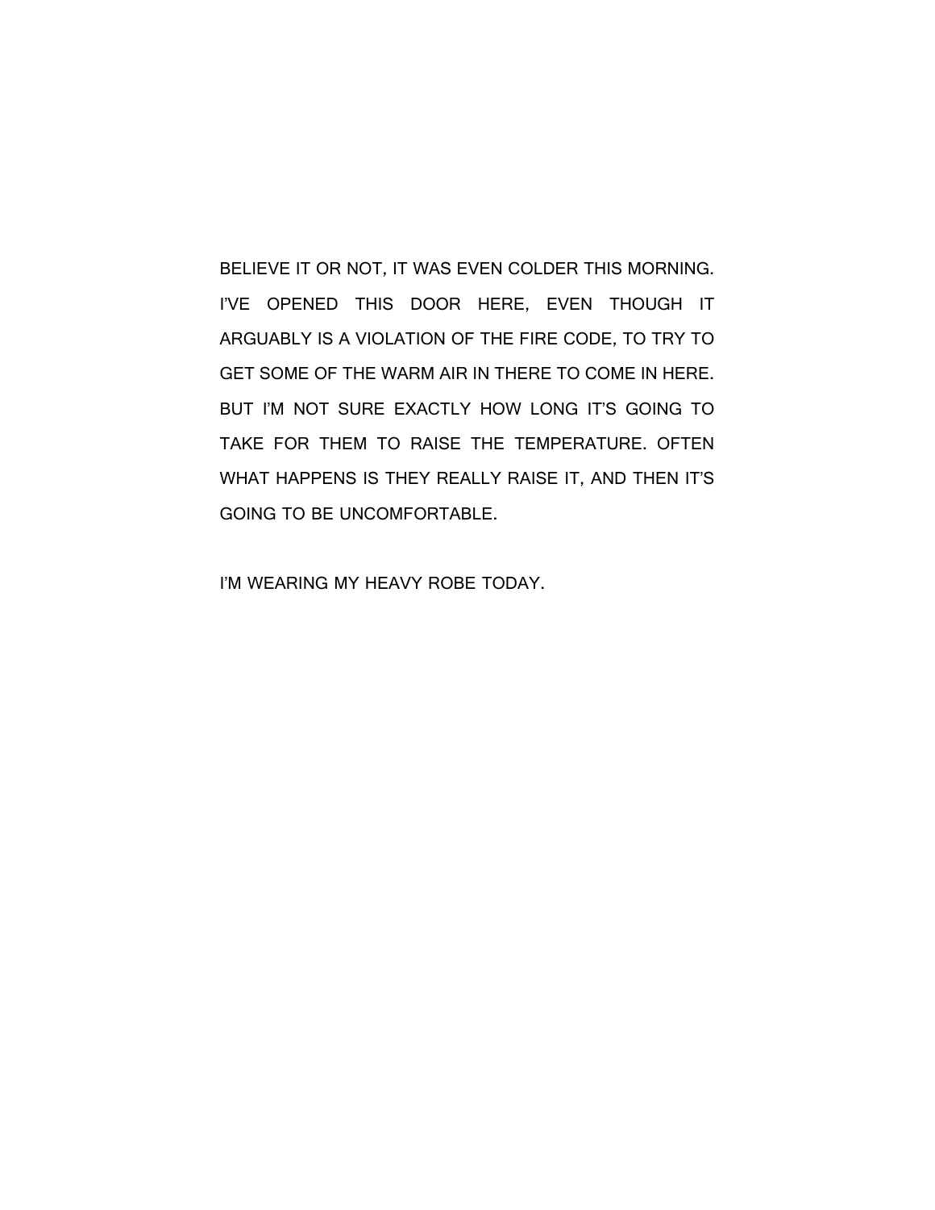BELIEVE IT OR NOT, IT WAS EVEN COLDER THIS MORNING. I'VE OPENED THIS DOOR HERE, EVEN THOUGH IT ARGUABLY IS A VIOLATION OF THE FIRE CODE, TO TRY TO GET SOME OF THE WARM AIR IN THERE TO COME IN HERE. BUT I'M NOT SURE EXACTLY HOW LONG IT'S GOING TO TAKE FOR THEM TO RAISE THE TEMPERATURE. OFTEN WHAT HAPPENS IS THEY REALLY RAISE IT, AND THEN IT'S GOING TO BE UNCOMFORTABLE.

I'M WEARING MY HEAVY ROBE TODAY.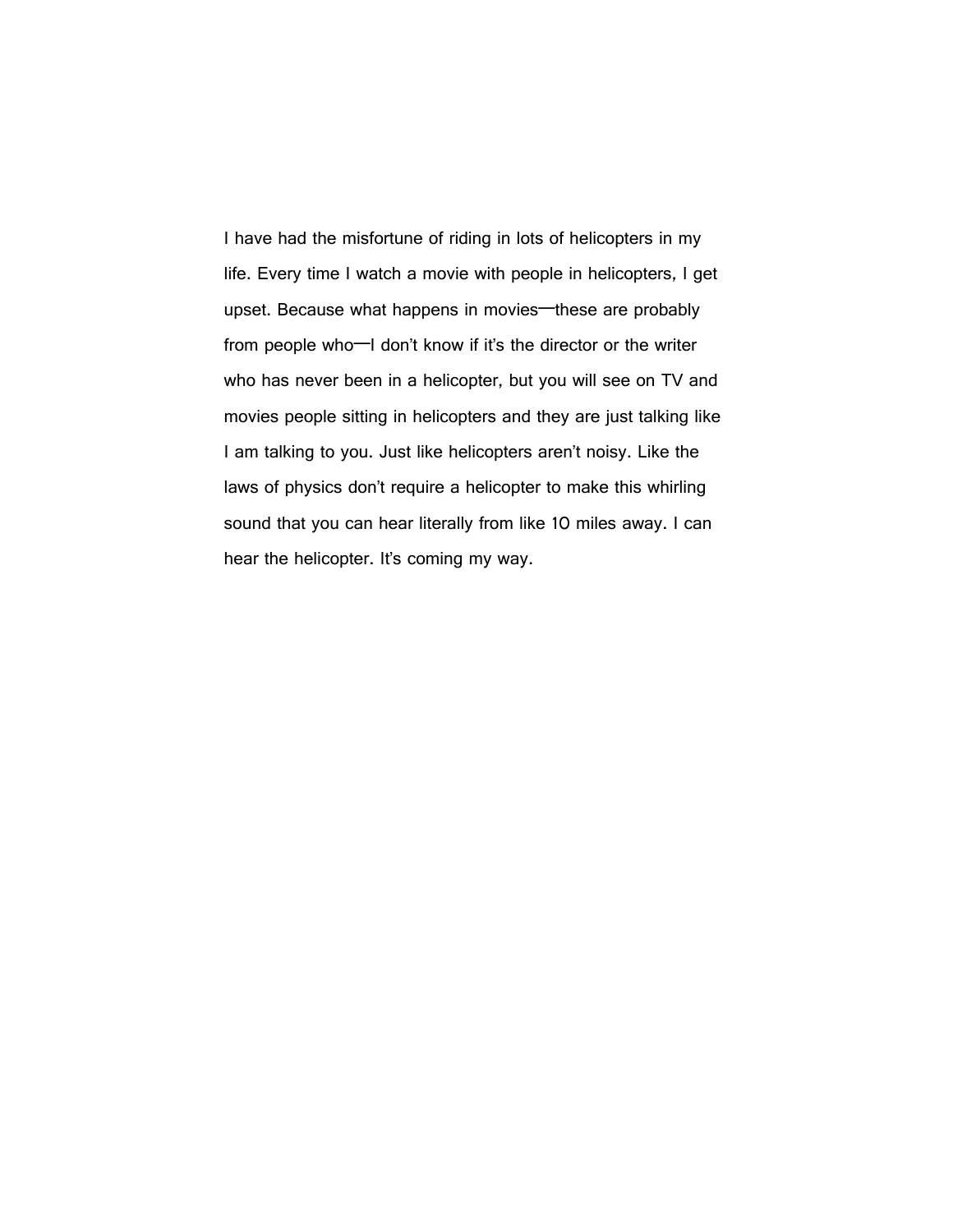I have had the misfortune of riding in lots of helicopters in my life. Every time I watch a movie with people in helicopters, I get upset. Because what happens in movies—these are probably from people who—I don't know if it's the director or the writer who has never been in a helicopter, but you will see on TV and movies people sitting in helicopters and they are just talking like I am talking to you. Just like helicopters aren't noisy. Like the laws of physics don't require a helicopter to make this whirling sound that you can hear literally from like 10 miles away. I can hear the helicopter. It's coming my way.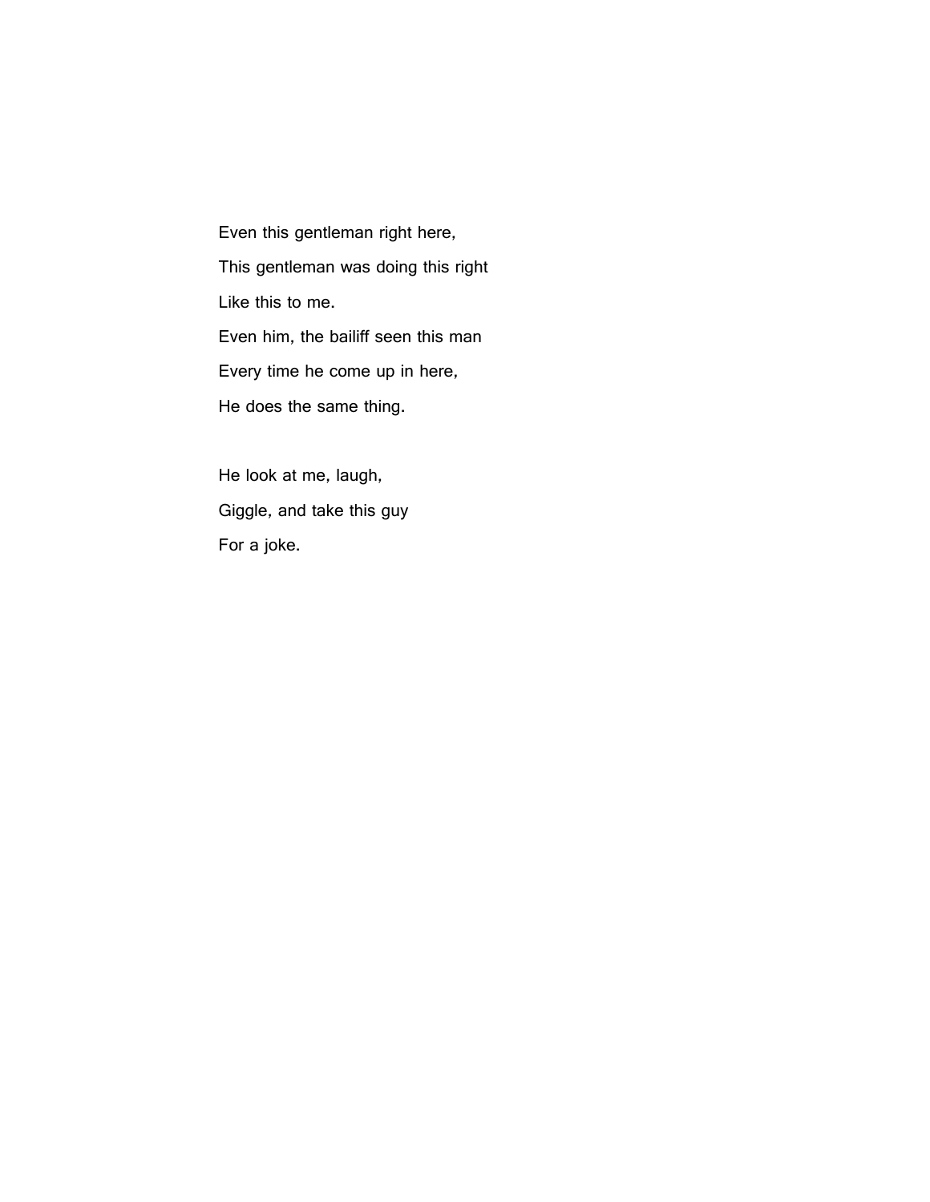Even this gentleman right here,

This gentleman was doing this right

Like this to me.

Even him, the bailiff seen this man

Every time he come up in here,

He does the same thing.

He look at me, laugh,

Giggle, and take this guy

For a joke.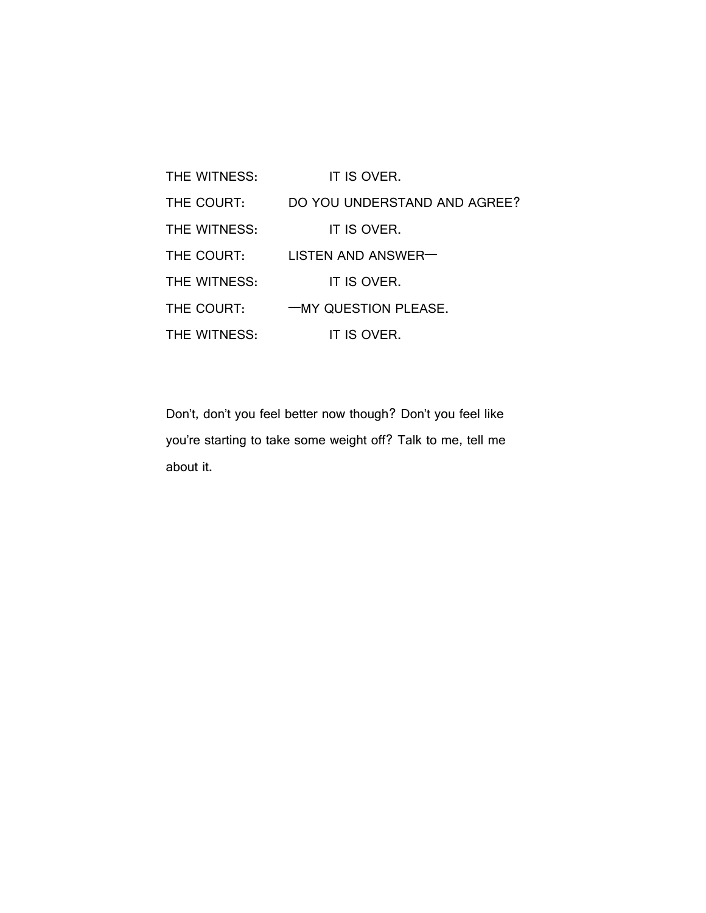THE WITNESS:      IT IS OVER.

THE COURT:      DO YOU UNDERSTAND AND AGREE?

THE WITNESS:      IT IS OVER.

THE COURT:      LISTEN AND ANSWER—

THE WITNESS:      IT IS OVER.

THE COURT:      —MY QUESTION PLEASE.

THE WITNESS:      IT IS OVER.

Don't, don't you feel better now though? Don't you feel like you're starting to take some weight off? Talk to me, tell me about it.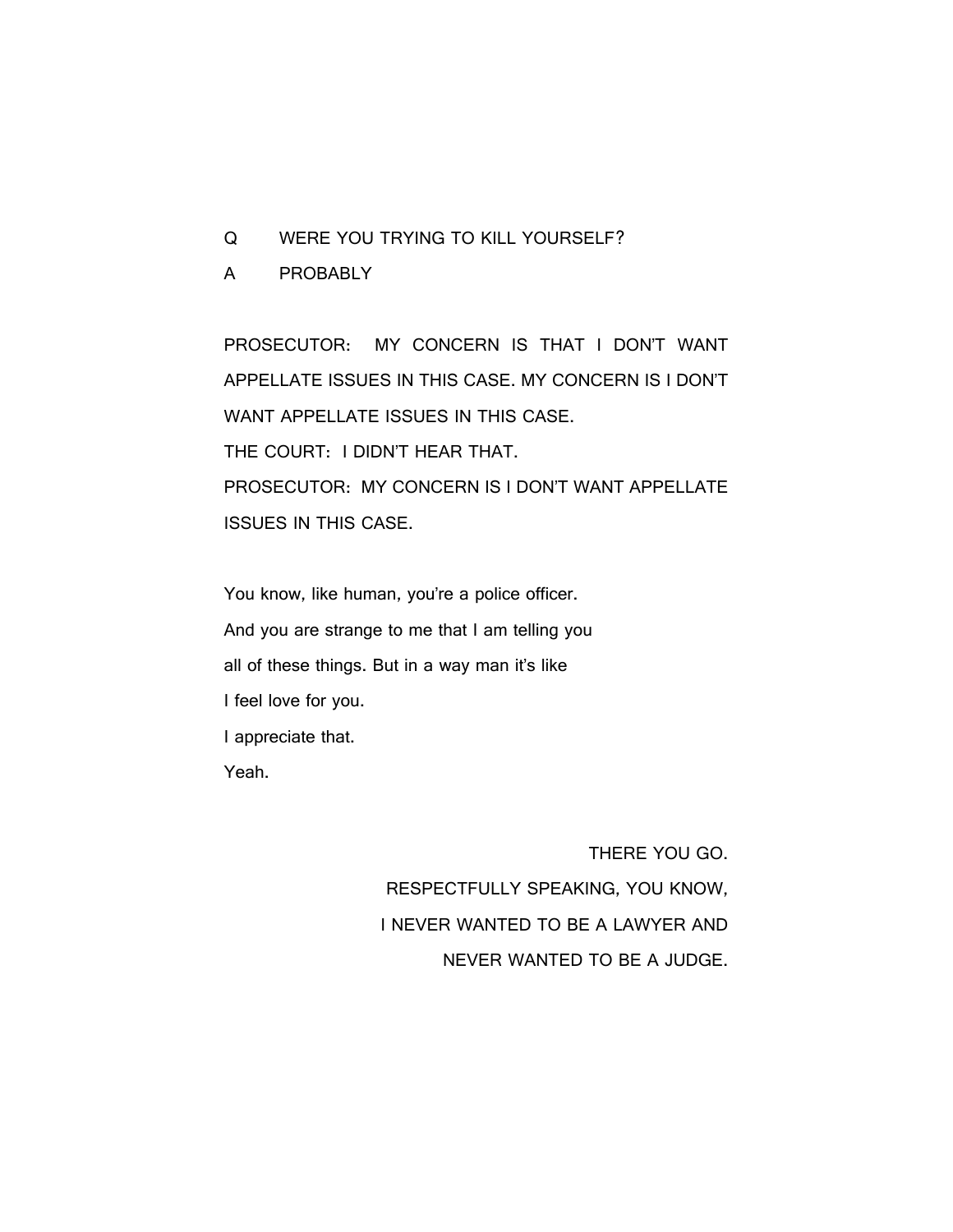Q WERE YOU TRYING TO KILL YOURSELF?

A PROBABLY

PROSECUTOR: MY CONCERN IS THAT I DON'T WANT APPELLATE ISSUES IN THIS CASE. MY CONCERN IS I DON'T WANT APPELLATE ISSUES IN THIS CASE.

THE COURT: I DIDN'T HEAR THAT.

PROSECUTOR: MY CONCERN IS I DON'T WANT APPELLATE ISSUES IN THIS CASE.

You know, like human, you're a police officer.
And you are strange to me that I am telling you
all of these things. But in a way man it's like
I feel love for you.
I appreciate that.
Yeah.

THERE YOU GO.
RESPECTFULLY SPEAKING, YOU KNOW,
I NEVER WANTED TO BE A LAWYER AND
NEVER WANTED TO BE A JUDGE.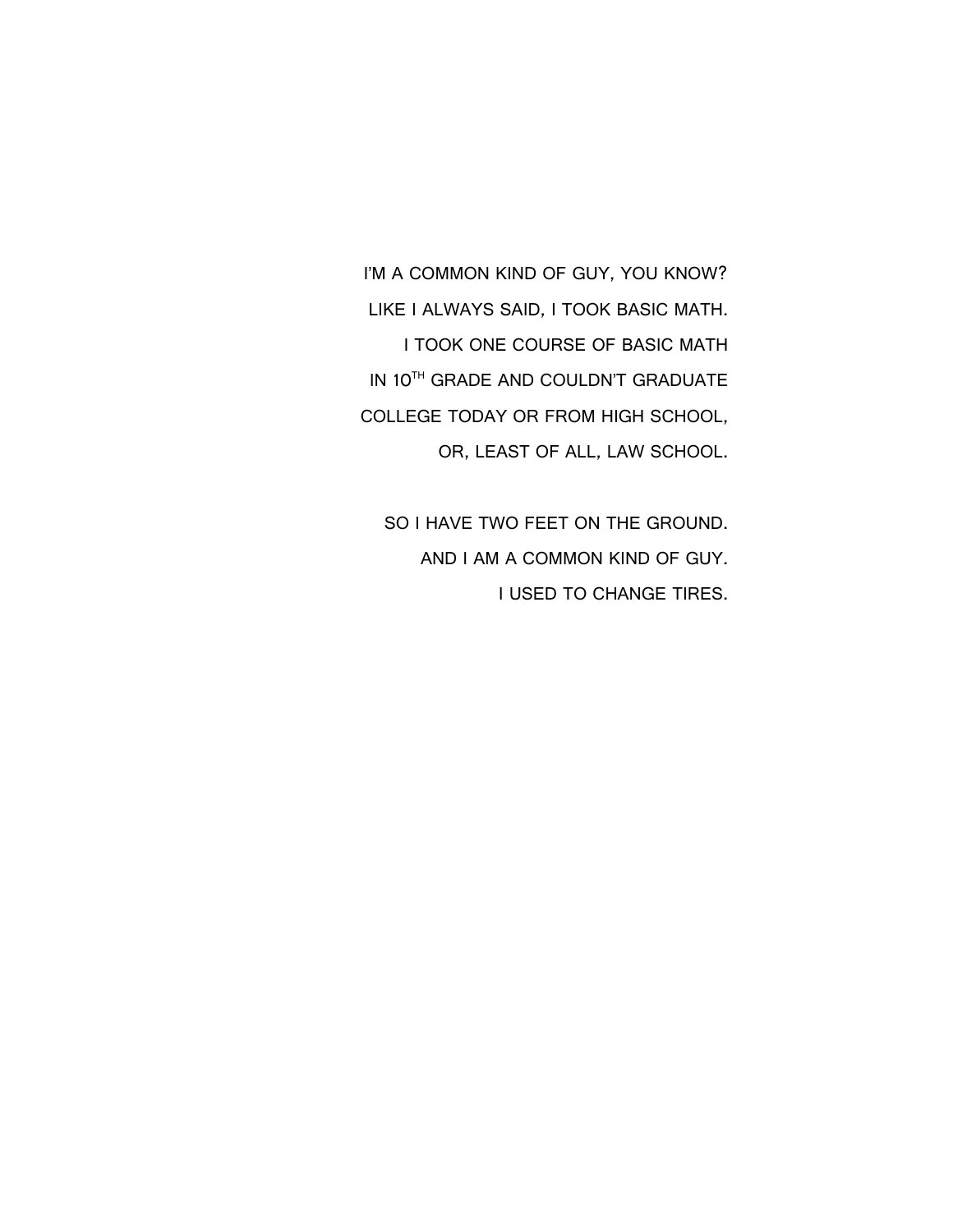I'M A COMMON KIND OF GUY, YOU KNOW?
LIKE I ALWAYS SAID, I TOOK BASIC MATH.
I TOOK ONE COURSE OF BASIC MATH
IN 10TH GRADE AND COULDN'T GRADUATE
COLLEGE TODAY OR FROM HIGH SCHOOL,
OR, LEAST OF ALL, LAW SCHOOL.

SO I HAVE TWO FEET ON THE GROUND.
AND I AM A COMMON KIND OF GUY.
I USED TO CHANGE TIRES.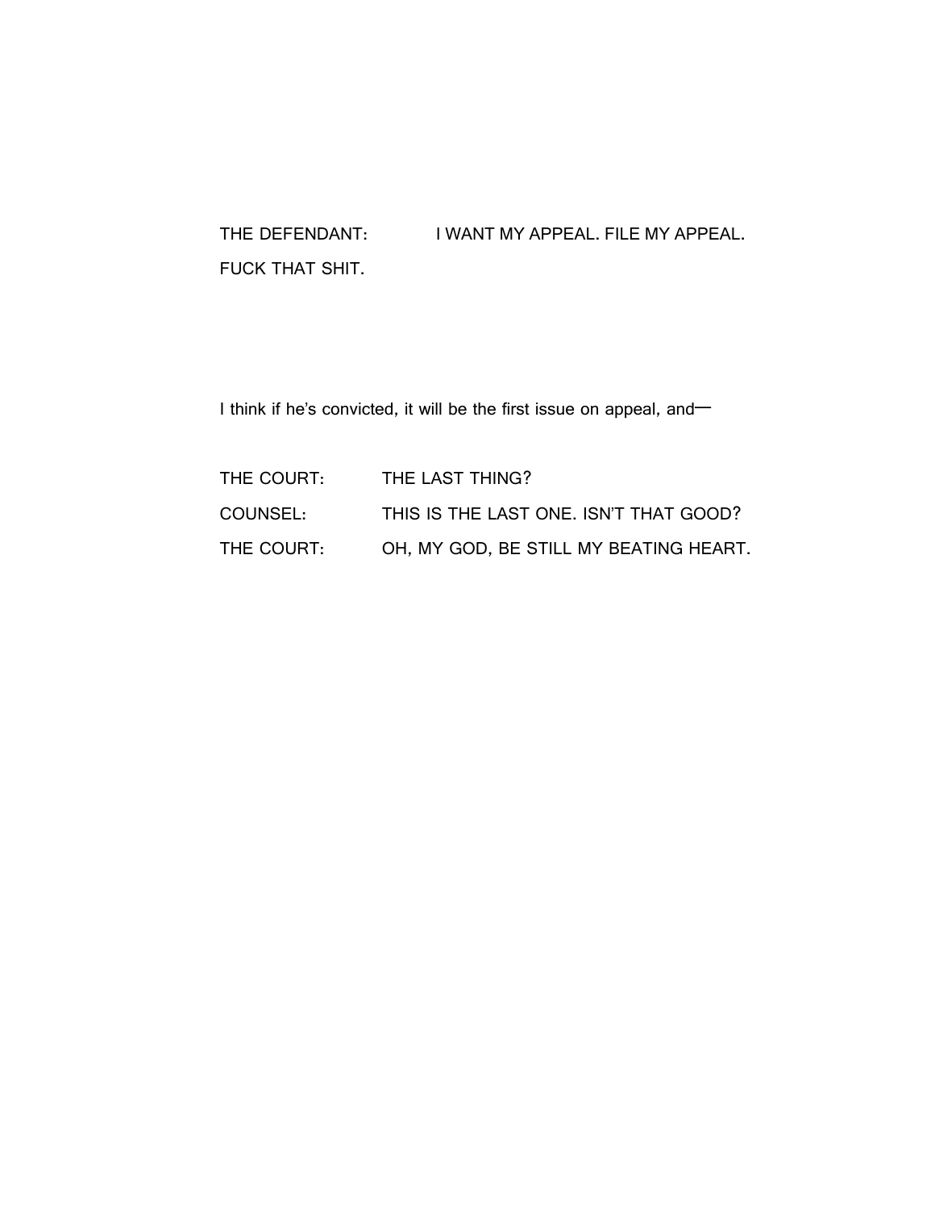THE DEFENDANT: I WANT MY APPEAL. FILE MY APPEAL. FUCK THAT SHIT.

I think if he's convicted, it will be the first issue on appeal, and—

THE COURT: THE LAST THING?

COUNSEL: THIS IS THE LAST ONE. ISN'T THAT GOOD?

THE COURT: OH, MY GOD, BE STILL MY BEATING HEART.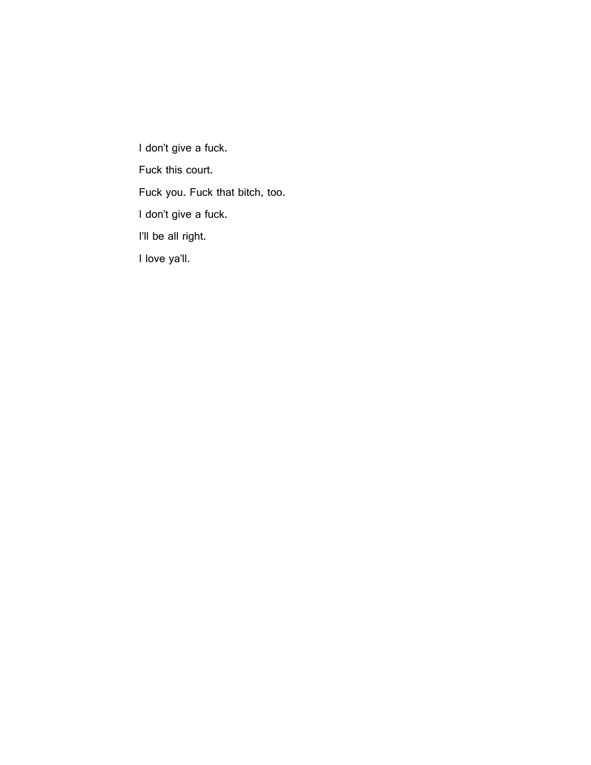I don't give a fuck.

Fuck this court.

Fuck you. Fuck that bitch, too.

I don't give a fuck.

I'll be all right.

I love ya'll.